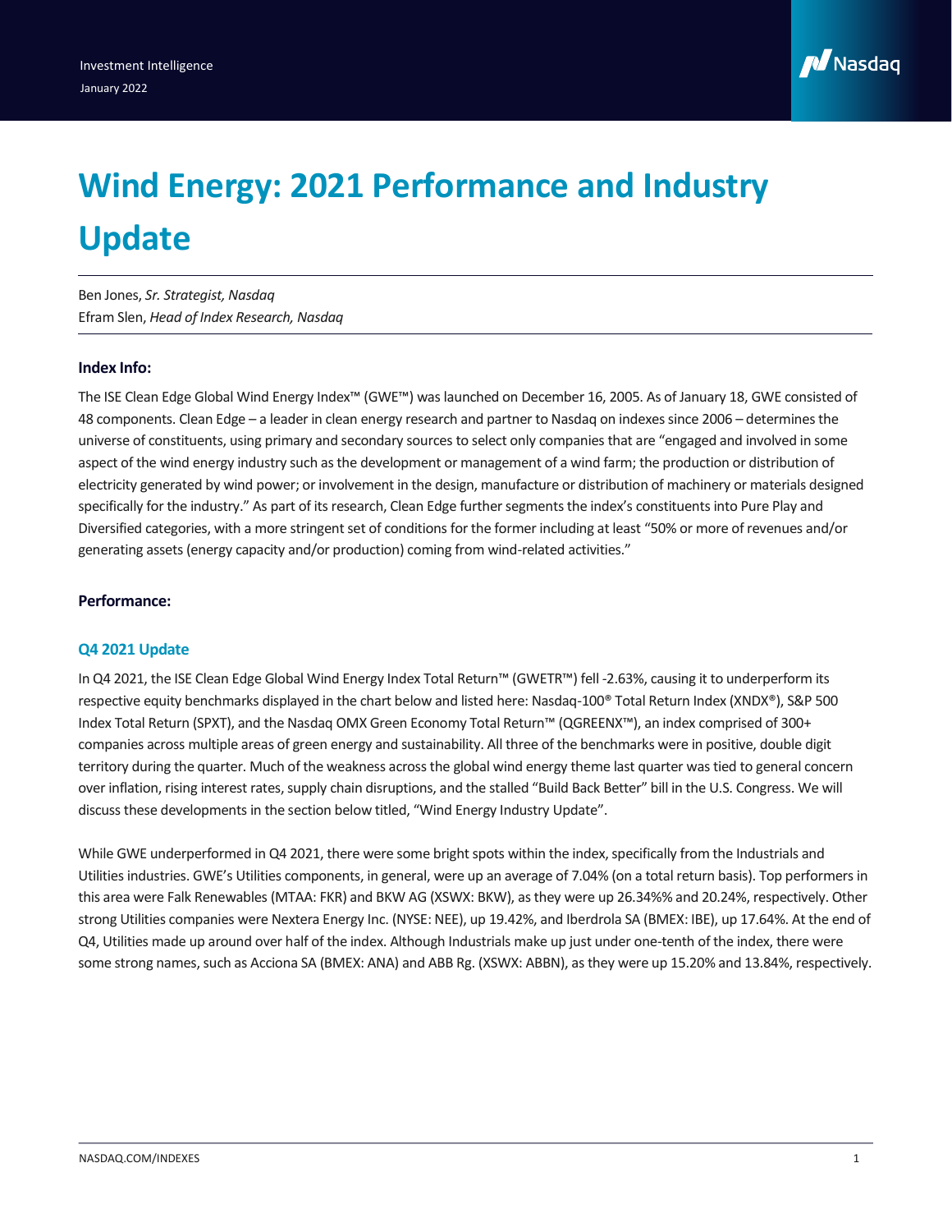Investment Intelligence

January 2022

# Wind Energy: 2021 Performance and Industry Update

Ben Jones, *Sr. Strategist, Nasdaq*
Efram Slen, *Head of Index Research, Nasdaq*

### Index Info:

The ISE Clean Edge Global Wind Energy Index™ (GWE™) was launched on December 16, 2005. As of January 18, GWE consisted of 48 components. Clean Edge – a leader in clean energy research and partner to Nasdaq on indexes since 2006 – determines the universe of constituents, using primary and secondary sources to select only companies that are "engaged and involved in some aspect of the wind energy industry such as the development or management of a wind farm; the production or distribution of electricity generated by wind power; or involvement in the design, manufacture or distribution of machinery or materials designed specifically for the industry." As part of its research, Clean Edge further segments the index's constituents into Pure Play and Diversified categories, with a more stringent set of conditions for the former including at least "50% or more of revenues and/or generating assets (energy capacity and/or production) coming from wind-related activities."

### Performance:

#### Q4 2021 Update

In Q4 2021, the ISE Clean Edge Global Wind Energy Index Total Return™ (GWETR™) fell -2.63%, causing it to underperform its respective equity benchmarks displayed in the chart below and listed here: Nasdaq-100® Total Return Index (XNDX®), S&P 500 Index Total Return (SPXT), and the Nasdaq OMX Green Economy Total Return™ (QGREENX™), an index comprised of 300+ companies across multiple areas of green energy and sustainability. All three of the benchmarks were in positive, double digit territory during the quarter. Much of the weakness across the global wind energy theme last quarter was tied to general concern over inflation, rising interest rates, supply chain disruptions, and the stalled "Build Back Better" bill in the U.S. Congress. We will discuss these developments in the section below titled, "Wind Energy Industry Update".

While GWE underperformed in Q4 2021, there were some bright spots within the index, specifically from the Industrials and Utilities industries. GWE's Utilities components, in general, were up an average of 7.04% (on a total return basis). Top performers in this area were Falk Renewables (MTAA: FKR) and BKW AG (XSWX: BKW), as they were up 26.34%% and 20.24%, respectively. Other strong Utilities companies were Nextera Energy Inc. (NYSE: NEE), up 19.42%, and Iberdrola SA (BMEX: IBE), up 17.64%. At the end of Q4, Utilities made up around over half of the index. Although Industrials make up just under one-tenth of the index, there were some strong names, such as Acciona SA (BMEX: ANA) and ABB Rg. (XSWX: ABBN), as they were up 15.20% and 13.84%, respectively.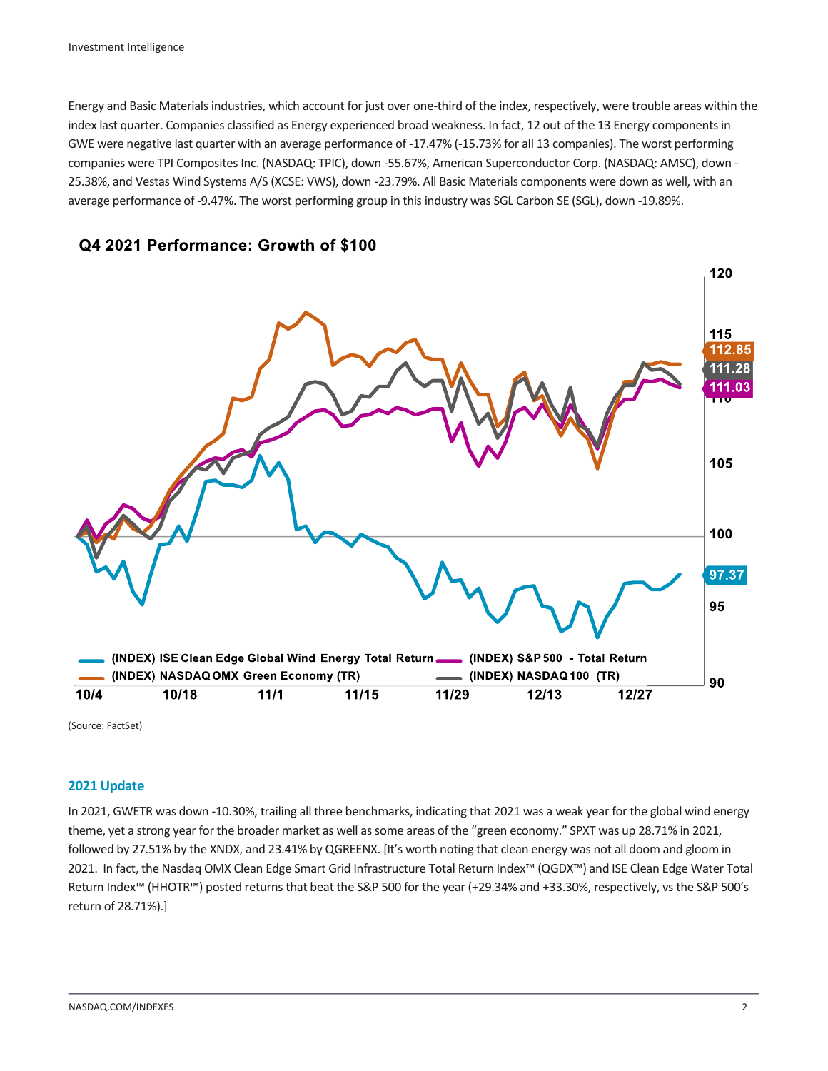Energy and Basic Materials industries, which account for just over one-third of the index, respectively, were trouble areas within the index last quarter. Companies classified as Energy experienced broad weakness. In fact, 12 out of the 13 Energy components in GWE were negative last quarter with an average performance of -17.47% (-15.73% for all 13 companies). The worst performing companies were TPI Composites Inc. (NASDAQ: TPIC), down -55.67%, American Superconductor Corp. (NASDAQ: AMSC), down -25.38%, and Vestas Wind Systems A/S (XCSE: VWS), down -23.79%. All Basic Materials components were down as well, with an average performance of -9.47%. The worst performing group in this industry was SGL Carbon SE (SGL), down -19.89%.

**Q4 2021 Performance: Growth of $100**

(INDEX) ISE Clean Edge Global Wind Energy Total Return: 97.37
(INDEX) S&P 500 - Total Return: 111.03
(INDEX) NASDAQ OMX Green Economy (TR): 112.85
(INDEX) NASDAQ 100 (TR): 111.28

(Source: FactSet)

## 2021 Update

In 2021, GWETR was down -10.30%, trailing all three benchmarks, indicating that 2021 was a weak year for the global wind energy theme, yet a strong year for the broader market as well as some areas of the "green economy." SPXT was up 28.71% in 2021, followed by 27.51% by the XNDX, and 23.41% by QGREENX. [It's worth noting that clean energy was not all doom and gloom in 2021. In fact, the Nasdaq OMX Clean Edge Smart Grid Infrastructure Total Return Index™ (QGDX™) and ISE Clean Edge Water Total Return Index™ (HHOTR™) posted returns that beat the S&P 500 for the year (+29.34% and +33.30%, respectively, vs the S&P 500's return of 28.71%).]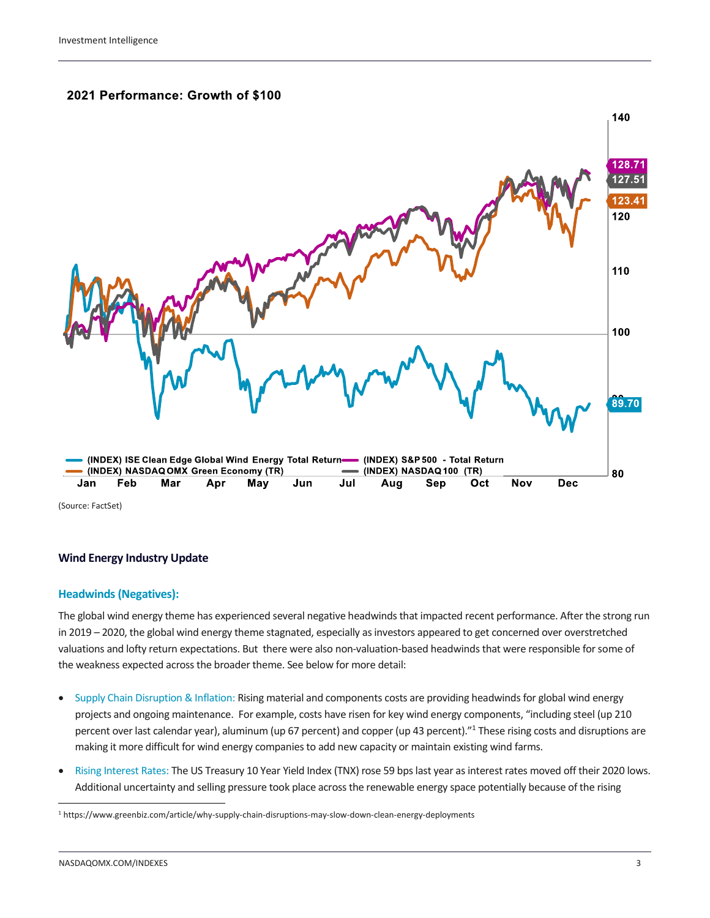**2021 Performance: Growth of $100**

(Source: FactSet)

### Wind Energy Industry Update

#### Headwinds (Negatives):

The global wind energy theme has experienced several negative headwinds that impacted recent performance. After the strong run in 2019 – 2020, the global wind energy theme stagnated, especially as investors appeared to get concerned over overstretched valuations and lofty return expectations. But there were also non-valuation-based headwinds that were responsible for some of the weakness expected across the broader theme. See below for more detail:

- Supply Chain Disruption & Inflation: Rising material and components costs are providing headwinds for global wind energy projects and ongoing maintenance. For example, costs have risen for key wind energy components, "including steel (up 210 percent over last calendar year), aluminum (up 67 percent) and copper (up 43 percent)."[1] These rising costs and disruptions are making it more difficult for wind energy companies to add new capacity or maintain existing wind farms.
- Rising Interest Rates: The US Treasury 10 Year Yield Index (TNX) rose 59 bps last year as interest rates moved off their 2020 lows. Additional uncertainty and selling pressure took place across the renewable energy space potentially because of the rising

[1] https://www.greenbiz.com/article/why-supply-chain-disruptions-may-slow-down-clean-energy-deployments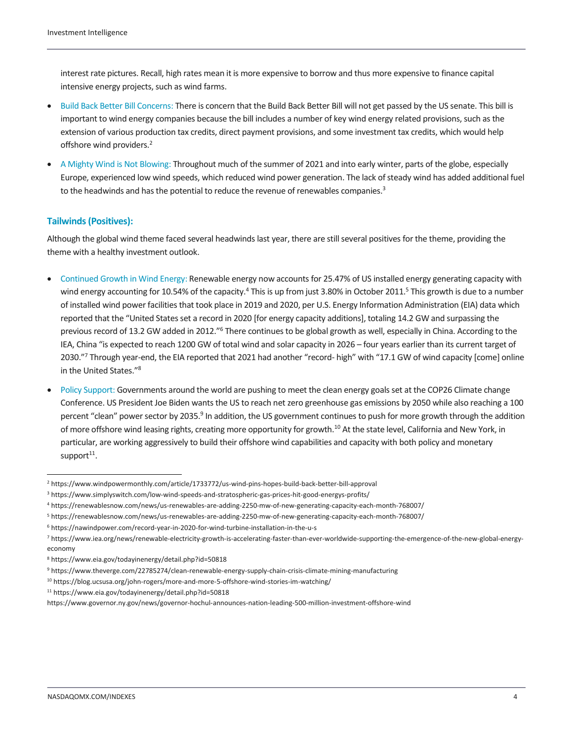interest rate pictures. Recall, high rates mean it is more expensive to borrow and thus more expensive to finance capital intensive energy projects, such as wind farms.

- Build Back Better Bill Concerns: There is concern that the Build Back Better Bill will not get passed by the US senate. This bill is important to wind energy companies because the bill includes a number of key wind energy related provisions, such as the extension of various production tax credits, direct payment provisions, and some investment tax credits, which would help offshore wind providers.[2]
- A Mighty Wind is Not Blowing: Throughout much of the summer of 2021 and into early winter, parts of the globe, especially Europe, experienced low wind speeds, which reduced wind power generation. The lack of steady wind has added additional fuel to the headwinds and has the potential to reduce the revenue of renewables companies.[3]

### Tailwinds (Positives):

Although the global wind theme faced several headwinds last year, there are still several positives for the theme, providing the theme with a healthy investment outlook.

- Continued Growth in Wind Energy: Renewable energy now accounts for 25.47% of US installed energy generating capacity with wind energy accounting for 10.54% of the capacity.[4] This is up from just 3.80% in October 2011.[5] This growth is due to a number of installed wind power facilities that took place in 2019 and 2020, per U.S. Energy Information Administration (EIA) data which reported that the "United States set a record in 2020 [for energy capacity additions], totaling 14.2 GW and surpassing the previous record of 13.2 GW added in 2012."[6] There continues to be global growth as well, especially in China. According to the IEA, China "is expected to reach 1200 GW of total wind and solar capacity in 2026 – four years earlier than its current target of 2030."[7] Through year-end, the EIA reported that 2021 had another "record- high" with "17.1 GW of wind capacity [come] online in the United States."[8]
- Policy Support: Governments around the world are pushing to meet the clean energy goals set at the COP26 Climate change Conference. US President Joe Biden wants the US to reach net zero greenhouse gas emissions by 2050 while also reaching a 100 percent "clean" power sector by 2035.[9] In addition, the US government continues to push for more growth through the addition of more offshore wind leasing rights, creating more opportunity for growth.[10] At the state level, California and New York, in particular, are working aggressively to build their offshore wind capabilities and capacity with both policy and monetary support[11].

---

[2] https://www.windpowermonthly.com/article/1733772/us-wind-pins-hopes-build-back-better-bill-approval

[3] https://www.simplyswitch.com/low-wind-speeds-and-stratospheric-gas-prices-hit-good-energys-profits/

[4] https://renewablesnow.com/news/us-renewables-are-adding-2250-mw-of-new-generating-capacity-each-month-768007/

[5] https://renewablesnow.com/news/us-renewables-are-adding-2250-mw-of-new-generating-capacity-each-month-768007/

[6] https://nawindpower.com/record-year-in-2020-for-wind-turbine-installation-in-the-u-s

[7] https://www.iea.org/news/renewable-electricity-growth-is-accelerating-faster-than-ever-worldwide-supporting-the-emergence-of-the-new-global-energy-economy

[8] https://www.eia.gov/todayinenergy/detail.php?id=50818

[9] https://www.theverge.com/22785274/clean-renewable-energy-supply-chain-crisis-climate-mining-manufacturing

[10] https://blog.ucsusa.org/john-rogers/more-and-more-5-offshore-wind-stories-im-watching/

[11] https://www.eia.gov/todayinenergy/detail.php?id=50818
https://www.governor.ny.gov/news/governor-hochul-announces-nation-leading-500-million-investment-offshore-wind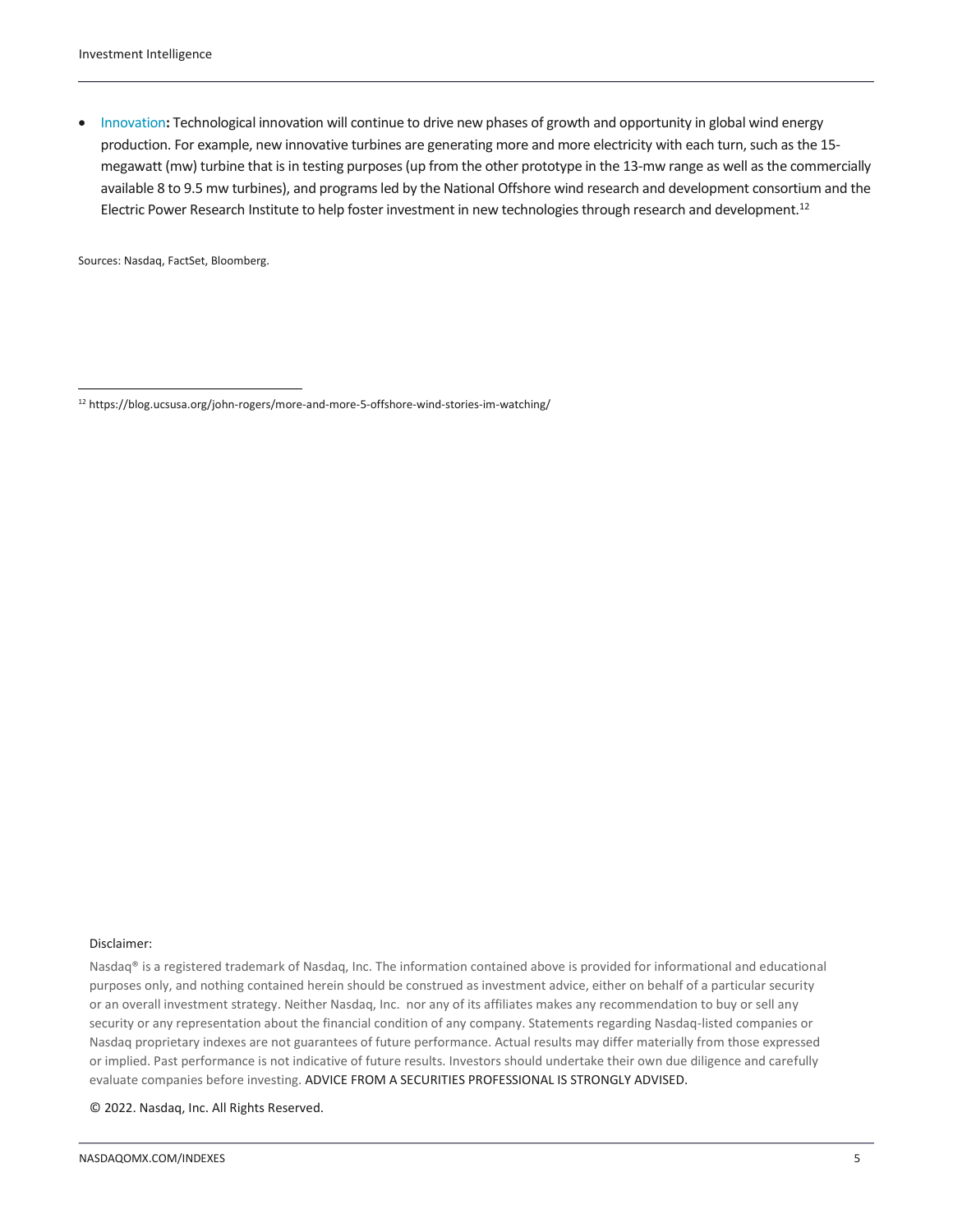- Innovation**:** Technological innovation will continue to drive new phases of growth and opportunity in global wind energy production. For example, new innovative turbines are generating more and more electricity with each turn, such as the 15-megawatt (mw) turbine that is in testing purposes (up from the other prototype in the 13-mw range as well as the commercially available 8 to 9.5 mw turbines), and programs led by the National Offshore wind research and development consortium and the Electric Power Research Institute to help foster investment in new technologies through research and development.[12]

Sources: Nasdaq, FactSet, Bloomberg.

[12] https://blog.ucsusa.org/john-rogers/more-and-more-5-offshore-wind-stories-im-watching/

Disclaimer:

Nasdaq® is a registered trademark of Nasdaq, Inc. The information contained above is provided for informational and educational purposes only, and nothing contained herein should be construed as investment advice, either on behalf of a particular security or an overall investment strategy. Neither Nasdaq, Inc. nor any of its affiliates makes any recommendation to buy or sell any security or any representation about the financial condition of any company. Statements regarding Nasdaq-listed companies or Nasdaq proprietary indexes are not guarantees of future performance. Actual results may differ materially from those expressed or implied. Past performance is not indicative of future results. Investors should undertake their own due diligence and carefully evaluate companies before investing. ADVICE FROM A SECURITIES PROFESSIONAL IS STRONGLY ADVISED.

© 2022. Nasdaq, Inc. All Rights Reserved.